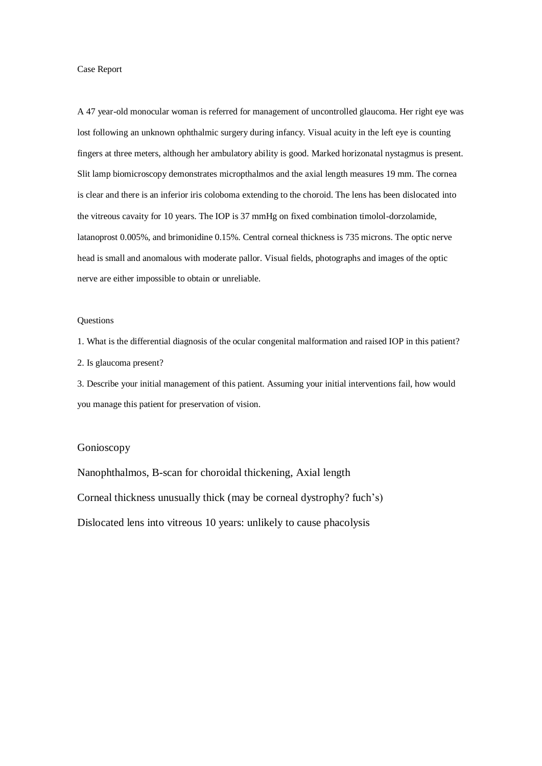Case Report

A 47 year-old monocular woman is referred for management of uncontrolled glaucoma. Her right eye was lost following an unknown ophthalmic surgery during infancy. Visual acuity in the left eye is counting fingers at three meters, although her ambulatory ability is good. Marked horizonatal nystagmus is present. Slit lamp biomicroscopy demonstrates micropthalmos and the axial length measures 19 mm. The cornea is clear and there is an inferior iris coloboma extending to the choroid. The lens has been dislocated into the vitreous cavaity for 10 years. The IOP is 37 mmHg on fixed combination timolol-dorzolamide, latanoprost 0.005%, and brimonidine 0.15%. Central corneal thickness is 735 microns. The optic nerve head is small and anomalous with moderate pallor. Visual fields, photographs and images of the optic nerve are either impossible to obtain or unreliable.

Questions

1. What is the differential diagnosis of the ocular congenital malformation and raised IOP in this patient?
2. Is glaucoma present?
3. Describe your initial management of this patient. Assuming your initial interventions fail, how would you manage this patient for preservation of vision.

Gonioscopy

Nanophthalmos, B-scan for choroidal thickening, Axial length

Corneal thickness unusually thick (may be corneal dystrophy? fuch's)

Dislocated lens into vitreous 10 years: unlikely to cause phacolysis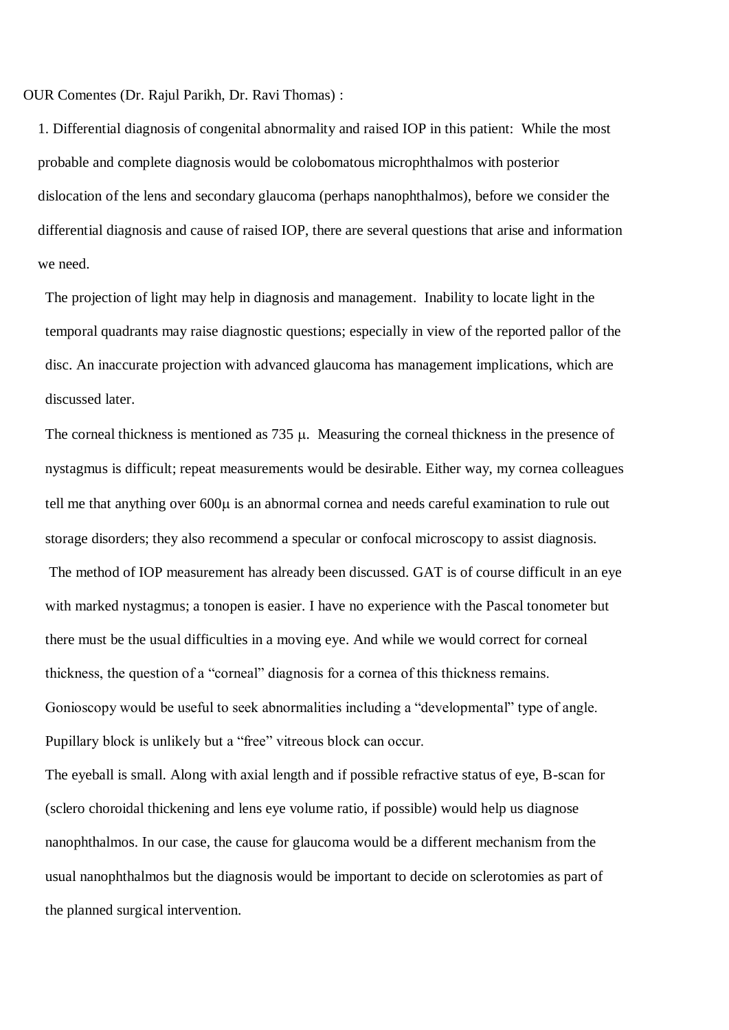OUR Comentes (Dr. Rajul Parikh, Dr. Ravi Thomas) :

1. Differential diagnosis of congenital abnormality and raised IOP in this patient: While the most probable and complete diagnosis would be colobomatous microphthalmos with posterior dislocation of the lens and secondary glaucoma (perhaps nanophthalmos), before we consider the differential diagnosis and cause of raised IOP, there are several questions that arise and information we need.

   The projection of light may help in diagnosis and management. Inability to locate light in the temporal quadrants may raise diagnostic questions; especially in view of the reported pallor of the disc. An inaccurate projection with advanced glaucoma has management implications, which are discussed later.

   The corneal thickness is mentioned as 735 μ. Measuring the corneal thickness in the presence of nystagmus is difficult; repeat measurements would be desirable. Either way, my cornea colleagues tell me that anything over 600μ is an abnormal cornea and needs careful examination to rule out storage disorders; they also recommend a specular or confocal microscopy to assist diagnosis.

   The method of IOP measurement has already been discussed. GAT is of course difficult in an eye with marked nystagmus; a tonopen is easier. I have no experience with the Pascal tonometer but there must be the usual difficulties in a moving eye. And while we would correct for corneal thickness, the question of a "corneal" diagnosis for a cornea of this thickness remains.

   Gonioscopy would be useful to seek abnormalities including a "developmental" type of angle. Pupillary block is unlikely but a "free" vitreous block can occur.

   The eyeball is small. Along with axial length and if possible refractive status of eye, B-scan for (sclero choroidal thickening and lens eye volume ratio, if possible) would help us diagnose nanophthalmos. In our case, the cause for glaucoma would be a different mechanism from the usual nanophthalmos but the diagnosis would be important to decide on sclerotomies as part of the planned surgical intervention.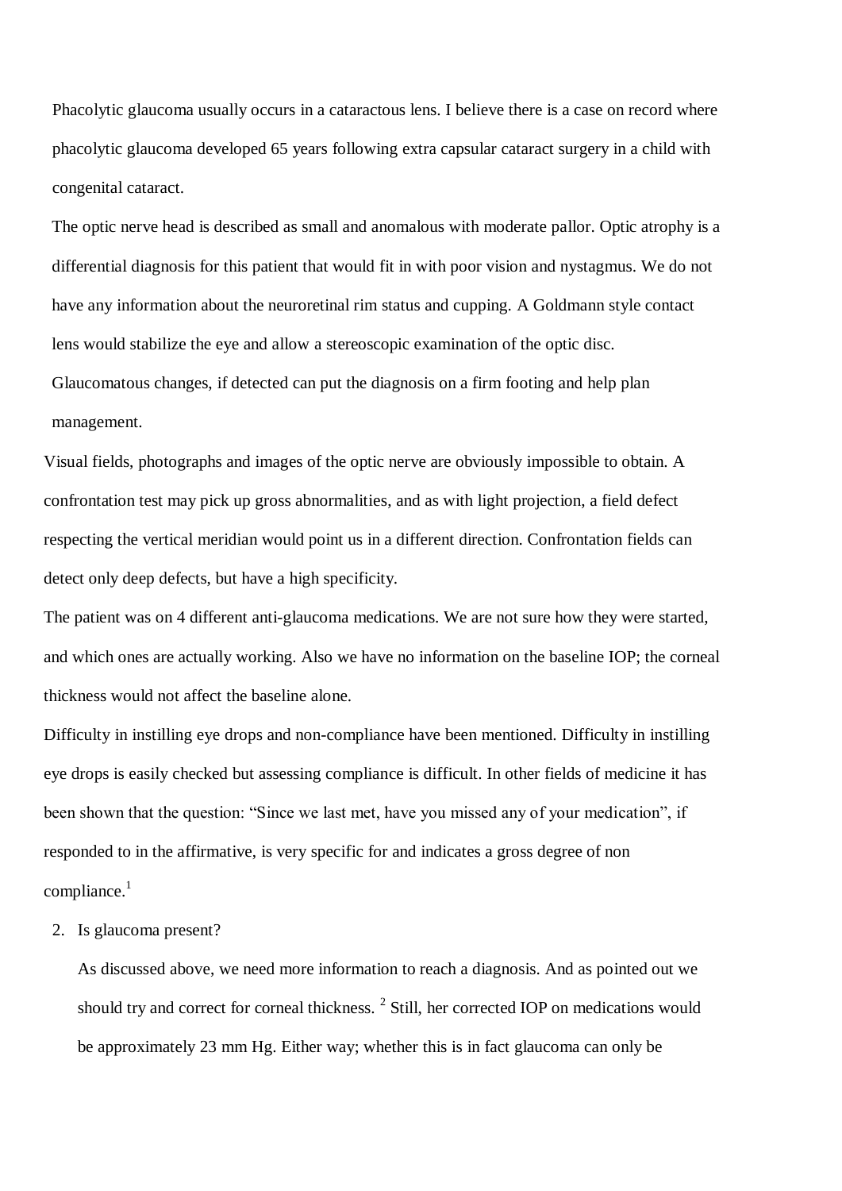Phacolytic glaucoma usually occurs in a cataractous lens. I believe there is a case on record where phacolytic glaucoma developed 65 years following extra capsular cataract surgery in a child with congenital cataract.

The optic nerve head is described as small and anomalous with moderate pallor. Optic atrophy is a differential diagnosis for this patient that would fit in with poor vision and nystagmus. We do not have any information about the neuroretinal rim status and cupping. A Goldmann style contact lens would stabilize the eye and allow a stereoscopic examination of the optic disc. Glaucomatous changes, if detected can put the diagnosis on a firm footing and help plan management.

Visual fields, photographs and images of the optic nerve are obviously impossible to obtain. A confrontation test may pick up gross abnormalities, and as with light projection, a field defect respecting the vertical meridian would point us in a different direction. Confrontation fields can detect only deep defects, but have a high specificity.

The patient was on 4 different anti-glaucoma medications. We are not sure how they were started, and which ones are actually working. Also we have no information on the baseline IOP; the corneal thickness would not affect the baseline alone.

Difficulty in instilling eye drops and non-compliance have been mentioned. Difficulty in instilling eye drops is easily checked but assessing compliance is difficult. In other fields of medicine it has been shown that the question: "Since we last met, have you missed any of your medication", if responded to in the affirmative, is very specific for and indicates a gross degree of non compliance.[1]

2. Is glaucoma present?

   As discussed above, we need more information to reach a diagnosis. And as pointed out we should try and correct for corneal thickness. [2] Still, her corrected IOP on medications would be approximately 23 mm Hg. Either way; whether this is in fact glaucoma can only be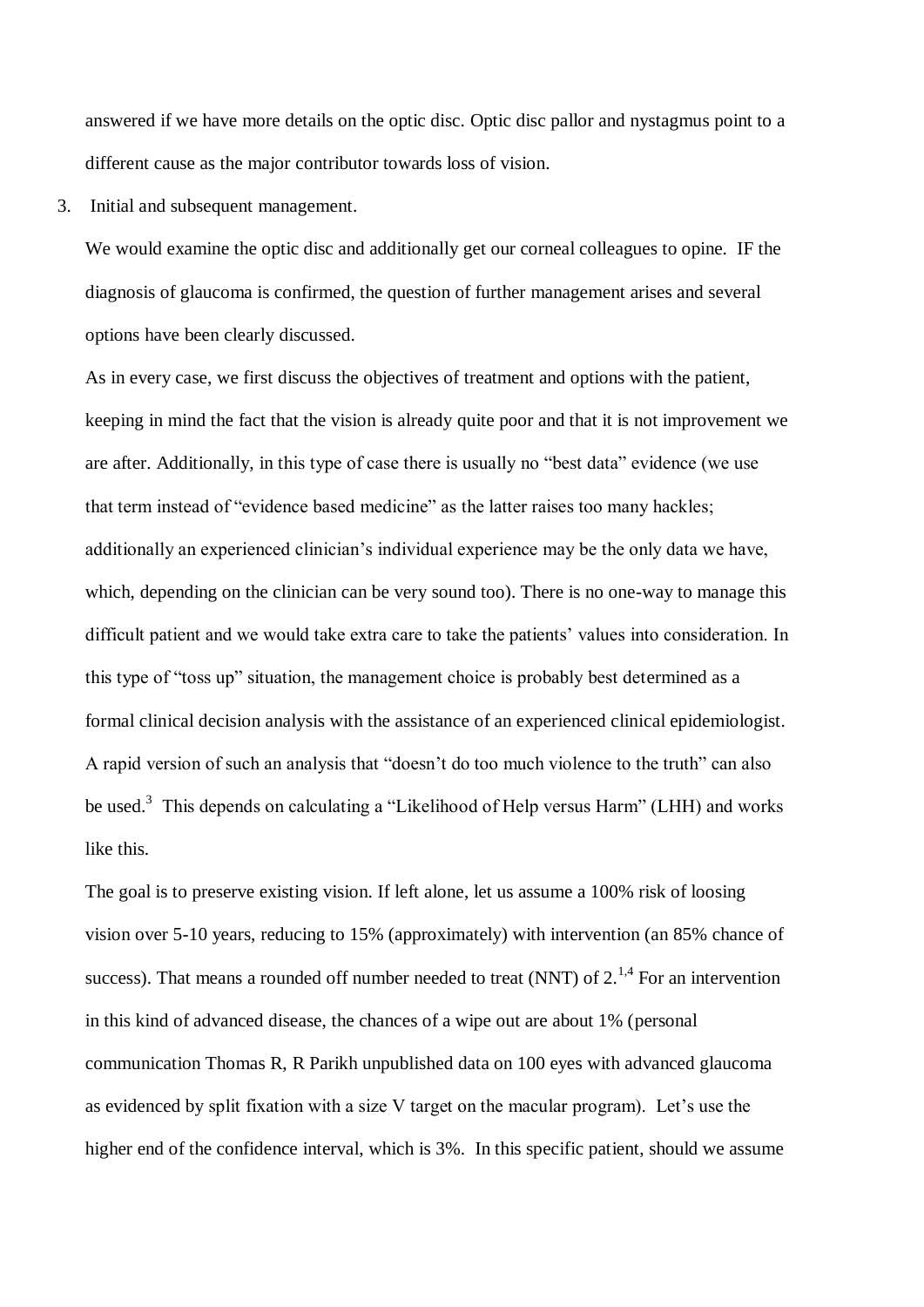answered if we have more details on the optic disc. Optic disc pallor and nystagmus point to a different cause as the major contributor towards loss of vision.

3. Initial and subsequent management.

We would examine the optic disc and additionally get our corneal colleagues to opine. IF the diagnosis of glaucoma is confirmed, the question of further management arises and several options have been clearly discussed.

As in every case, we first discuss the objectives of treatment and options with the patient, keeping in mind the fact that the vision is already quite poor and that it is not improvement we are after. Additionally, in this type of case there is usually no "best data" evidence (we use that term instead of "evidence based medicine" as the latter raises too many hackles; additionally an experienced clinician's individual experience may be the only data we have, which, depending on the clinician can be very sound too). There is no one-way to manage this difficult patient and we would take extra care to take the patients' values into consideration. In this type of "toss up" situation, the management choice is probably best determined as a formal clinical decision analysis with the assistance of an experienced clinical epidemiologist. A rapid version of such an analysis that "doesn't do too much violence to the truth" can also be used.[3] This depends on calculating a "Likelihood of Help versus Harm" (LHH) and works like this.

The goal is to preserve existing vision. If left alone, let us assume a 100% risk of loosing vision over 5-10 years, reducing to 15% (approximately) with intervention (an 85% chance of success). That means a rounded off number needed to treat (NNT) of 2.[1,4] For an intervention in this kind of advanced disease, the chances of a wipe out are about 1% (personal communication Thomas R, R Parikh unpublished data on 100 eyes with advanced glaucoma as evidenced by split fixation with a size V target on the macular program). Let's use the higher end of the confidence interval, which is 3%. In this specific patient, should we assume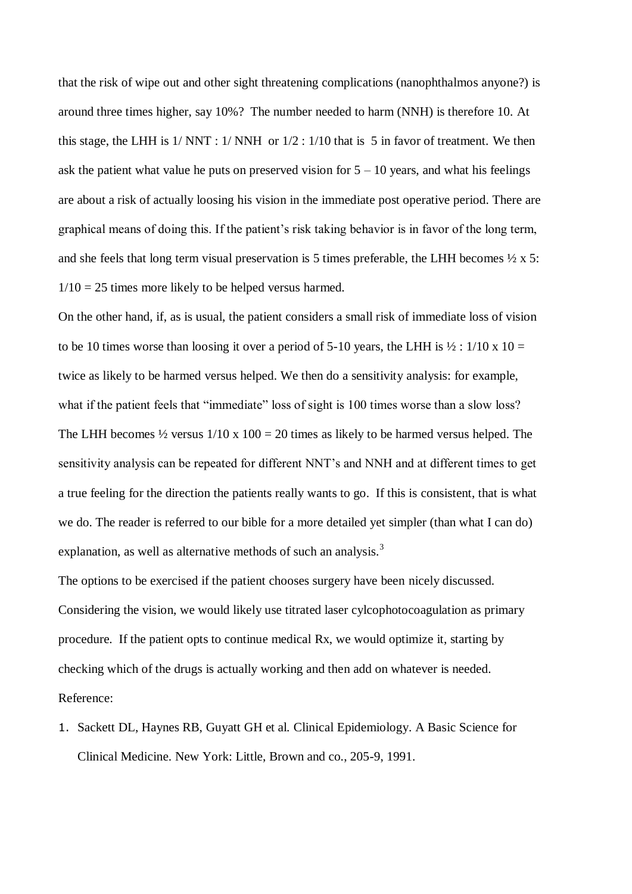that the risk of wipe out and other sight threatening complications (nanophthalmos anyone?) is around three times higher, say 10%? The number needed to harm (NNH) is therefore 10. At this stage, the LHH is 1/ NNT : 1/ NNH or 1/2 : 1/10 that is 5 in favor of treatment. We then ask the patient what value he puts on preserved vision for 5 – 10 years, and what his feelings are about a risk of actually loosing his vision in the immediate post operative period. There are graphical means of doing this. If the patient's risk taking behavior is in favor of the long term, and she feels that long term visual preservation is 5 times preferable, the LHH becomes ½ x 5: 1/10 = 25 times more likely to be helped versus harmed.

On the other hand, if, as is usual, the patient considers a small risk of immediate loss of vision to be 10 times worse than loosing it over a period of 5-10 years, the LHH is ½ : 1/10 x 10 = twice as likely to be harmed versus helped. We then do a sensitivity analysis: for example, what if the patient feels that "immediate" loss of sight is 100 times worse than a slow loss? The LHH becomes ½ versus 1/10 x 100 = 20 times as likely to be harmed versus helped. The sensitivity analysis can be repeated for different NNT's and NNH and at different times to get a true feeling for the direction the patients really wants to go. If this is consistent, that is what we do. The reader is referred to our bible for a more detailed yet simpler (than what I can do) explanation, as well as alternative methods of such an analysis.[3]

The options to be exercised if the patient chooses surgery have been nicely discussed. Considering the vision, we would likely use titrated laser cylcophotocoagulation as primary procedure. If the patient opts to continue medical Rx, we would optimize it, starting by checking which of the drugs is actually working and then add on whatever is needed.

Reference:

1. Sackett DL, Haynes RB, Guyatt GH et al. Clinical Epidemiology. A Basic Science for Clinical Medicine. New York: Little, Brown and co., 205-9, 1991.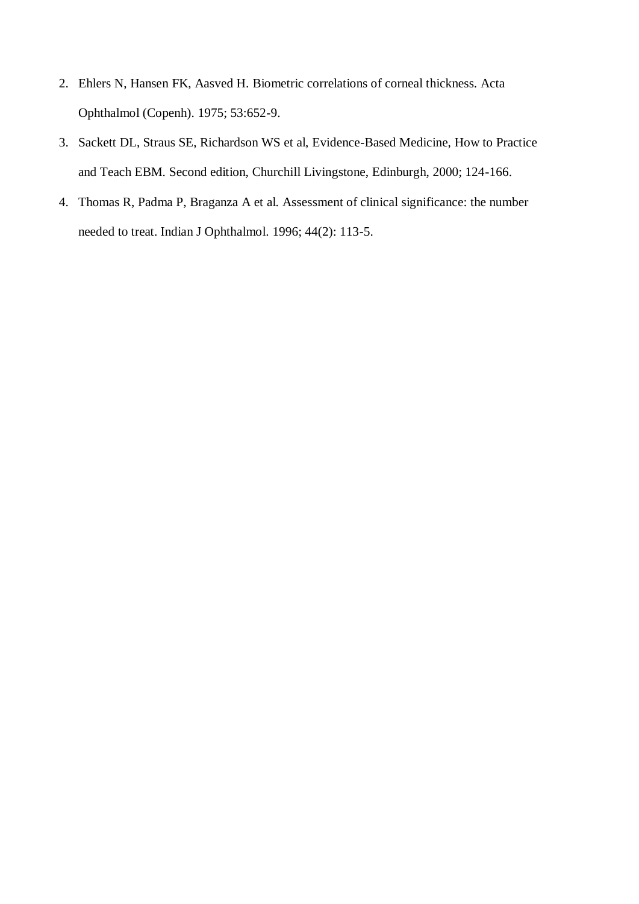2. Ehlers N, Hansen FK, Aasved H. Biometric correlations of corneal thickness. Acta Ophthalmol (Copenh). 1975; 53:652-9.
3. Sackett DL, Straus SE, Richardson WS et al, Evidence-Based Medicine, How to Practice and Teach EBM. Second edition, Churchill Livingstone, Edinburgh, 2000; 124-166.
4. Thomas R, Padma P, Braganza A et al. Assessment of clinical significance: the number needed to treat. Indian J Ophthalmol. 1996; 44(2): 113-5.